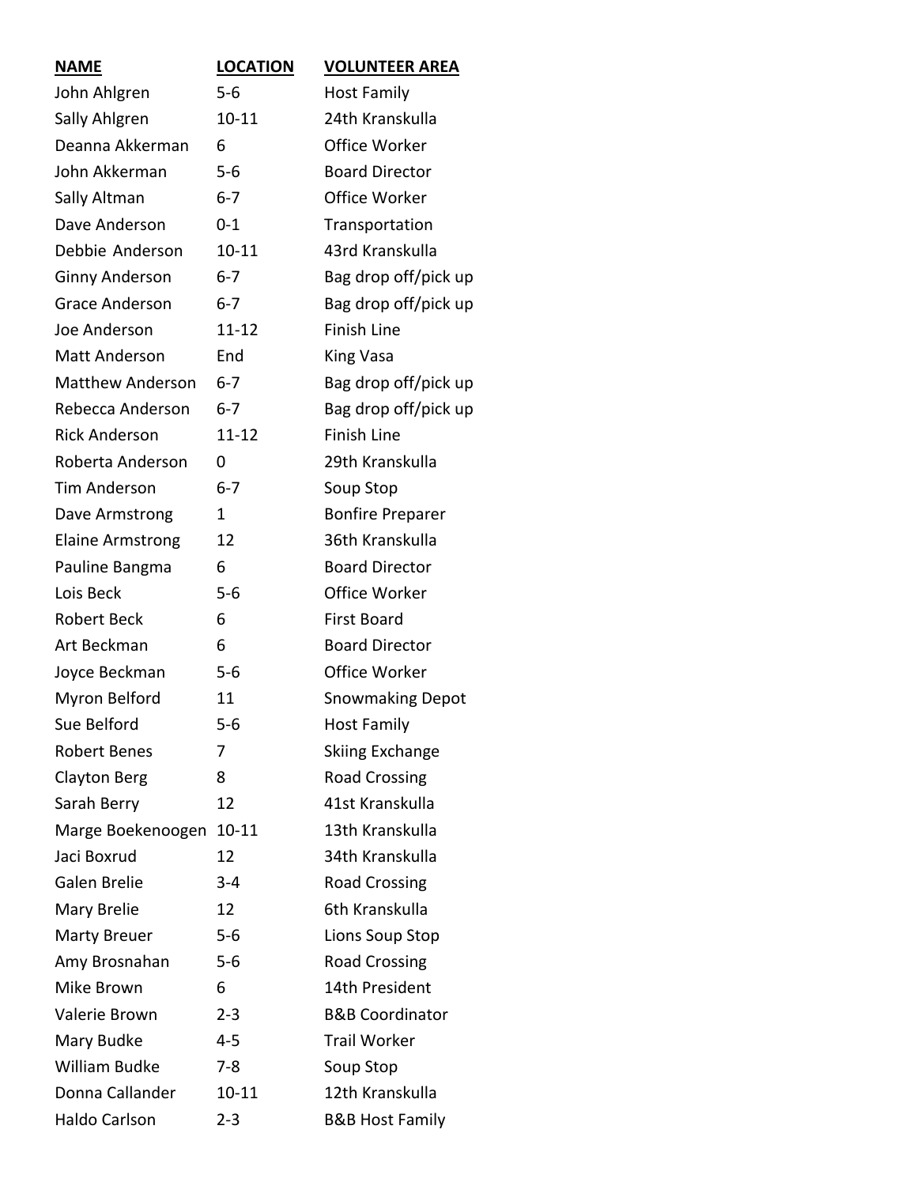| NAME | LOCATION | VOLUNTEER AREA |
| --- | --- | --- |
| John Ahlgren | 5-6 | Host Family |
| Sally Ahlgren | 10-11 | 24th Kranskulla |
| Deanna Akkerman | 6 | Office Worker |
| John Akkerman | 5-6 | Board Director |
| Sally Altman | 6-7 | Office Worker |
| Dave Anderson | 0-1 | Transportation |
| Debbie Anderson | 10-11 | 43rd Kranskulla |
| Ginny Anderson | 6-7 | Bag drop off/pick up |
| Grace Anderson | 6-7 | Bag drop off/pick up |
| Joe Anderson | 11-12 | Finish Line |
| Matt Anderson | End | King Vasa |
| Matthew Anderson | 6-7 | Bag drop off/pick up |
| Rebecca Anderson | 6-7 | Bag drop off/pick up |
| Rick Anderson | 11-12 | Finish Line |
| Roberta Anderson | 0 | 29th Kranskulla |
| Tim Anderson | 6-7 | Soup Stop |
| Dave Armstrong | 1 | Bonfire Preparer |
| Elaine Armstrong | 12 | 36th Kranskulla |
| Pauline Bangma | 6 | Board Director |
| Lois Beck | 5-6 | Office Worker |
| Robert Beck | 6 | First Board |
| Art Beckman | 6 | Board Director |
| Joyce Beckman | 5-6 | Office Worker |
| Myron Belford | 11 | Snowmaking Depot |
| Sue Belford | 5-6 | Host Family |
| Robert Benes | 7 | Skiing Exchange |
| Clayton Berg | 8 | Road Crossing |
| Sarah Berry | 12 | 41st Kranskulla |
| Marge Boekenoogen | 10-11 | 13th Kranskulla |
| Jaci Boxrud | 12 | 34th Kranskulla |
| Galen Brelie | 3-4 | Road Crossing |
| Mary Brelie | 12 | 6th Kranskulla |
| Marty Breuer | 5-6 | Lions Soup Stop |
| Amy Brosnahan | 5-6 | Road Crossing |
| Mike Brown | 6 | 14th President |
| Valerie Brown | 2-3 | B&B Coordinator |
| Mary Budke | 4-5 | Trail Worker |
| William Budke | 7-8 | Soup Stop |
| Donna Callander | 10-11 | 12th Kranskulla |
| Haldo Carlson | 2-3 | B&B Host Family |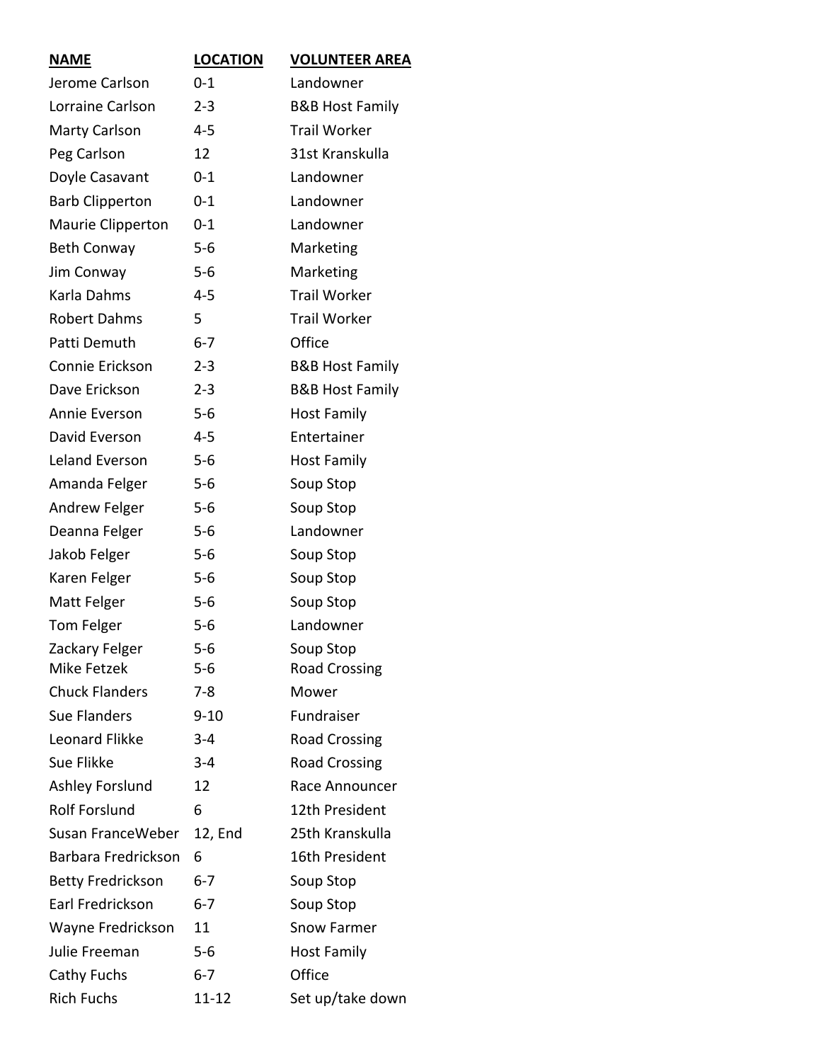| NAME | LOCATION | VOLUNTEER AREA |
|---|---|---|
| Jerome Carlson | 0-1 | Landowner |
| Lorraine Carlson | 2-3 | B&B Host Family |
| Marty Carlson | 4-5 | Trail Worker |
| Peg Carlson | 12 | 31st Kranskulla |
| Doyle Casavant | 0-1 | Landowner |
| Barb Clipperton | 0-1 | Landowner |
| Maurie Clipperton | 0-1 | Landowner |
| Beth Conway | 5-6 | Marketing |
| Jim Conway | 5-6 | Marketing |
| Karla Dahms | 4-5 | Trail Worker |
| Robert Dahms | 5 | Trail Worker |
| Patti Demuth | 6-7 | Office |
| Connie Erickson | 2-3 | B&B Host Family |
| Dave Erickson | 2-3 | B&B Host Family |
| Annie Everson | 5-6 | Host Family |
| David Everson | 4-5 | Entertainer |
| Leland Everson | 5-6 | Host Family |
| Amanda Felger | 5-6 | Soup Stop |
| Andrew Felger | 5-6 | Soup Stop |
| Deanna Felger | 5-6 | Landowner |
| Jakob Felger | 5-6 | Soup Stop |
| Karen Felger | 5-6 | Soup Stop |
| Matt Felger | 5-6 | Soup Stop |
| Tom Felger | 5-6 | Landowner |
| Zackary Felger | 5-6 | Soup Stop |
| Mike Fetzek | 5-6 | Road Crossing |
| Chuck Flanders | 7-8 | Mower |
| Sue Flanders | 9-10 | Fundraiser |
| Leonard Flikke | 3-4 | Road Crossing |
| Sue Flikke | 3-4 | Road Crossing |
| Ashley Forslund | 12 | Race Announcer |
| Rolf Forslund | 6 | 12th President |
| Susan FranceWeber | 12, End | 25th Kranskulla |
| Barbara Fredrickson | 6 | 16th President |
| Betty Fredrickson | 6-7 | Soup Stop |
| Earl Fredrickson | 6-7 | Soup Stop |
| Wayne Fredrickson | 11 | Snow Farmer |
| Julie Freeman | 5-6 | Host Family |
| Cathy Fuchs | 6-7 | Office |
| Rich Fuchs | 11-12 | Set up/take down |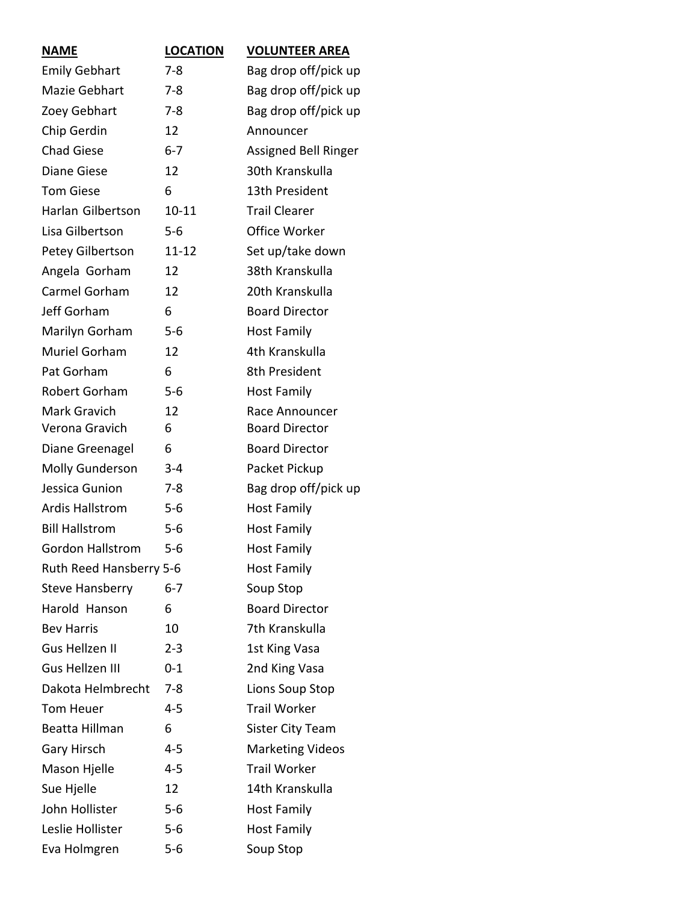| NAME | LOCATION | VOLUNTEER AREA |
|---|---|---|
| Emily Gebhart | 7-8 | Bag drop off/pick up |
| Mazie Gebhart | 7-8 | Bag drop off/pick up |
| Zoey Gebhart | 7-8 | Bag drop off/pick up |
| Chip Gerdin | 12 | Announcer |
| Chad Giese | 6-7 | Assigned Bell Ringer |
| Diane Giese | 12 | 30th Kranskulla |
| Tom Giese | 6 | 13th President |
| Harlan Gilbertson | 10-11 | Trail Clearer |
| Lisa Gilbertson | 5-6 | Office Worker |
| Petey Gilbertson | 11-12 | Set up/take down |
| Angela Gorham | 12 | 38th Kranskulla |
| Carmel Gorham | 12 | 20th Kranskulla |
| Jeff Gorham | 6 | Board Director |
| Marilyn Gorham | 5-6 | Host Family |
| Muriel Gorham | 12 | 4th Kranskulla |
| Pat Gorham | 6 | 8th President |
| Robert Gorham | 5-6 | Host Family |
| Mark Gravich | 12 | Race Announcer |
| Verona Gravich | 6 | Board Director |
| Diane Greenagel | 6 | Board Director |
| Molly Gunderson | 3-4 | Packet Pickup |
| Jessica Gunion | 7-8 | Bag drop off/pick up |
| Ardis Hallstrom | 5-6 | Host Family |
| Bill Hallstrom | 5-6 | Host Family |
| Gordon Hallstrom | 5-6 | Host Family |
| Ruth Reed Hansberry | 5-6 | Host Family |
| Steve Hansberry | 6-7 | Soup Stop |
| Harold Hanson | 6 | Board Director |
| Bev Harris | 10 | 7th Kranskulla |
| Gus Hellzen II | 2-3 | 1st King Vasa |
| Gus Hellzen III | 0-1 | 2nd King Vasa |
| Dakota Helmbrecht | 7-8 | Lions Soup Stop |
| Tom Heuer | 4-5 | Trail Worker |
| Beatta Hillman | 6 | Sister City Team |
| Gary Hirsch | 4-5 | Marketing Videos |
| Mason Hjelle | 4-5 | Trail Worker |
| Sue Hjelle | 12 | 14th Kranskulla |
| John Hollister | 5-6 | Host Family |
| Leslie Hollister | 5-6 | Host Family |
| Eva Holmgren | 5-6 | Soup Stop |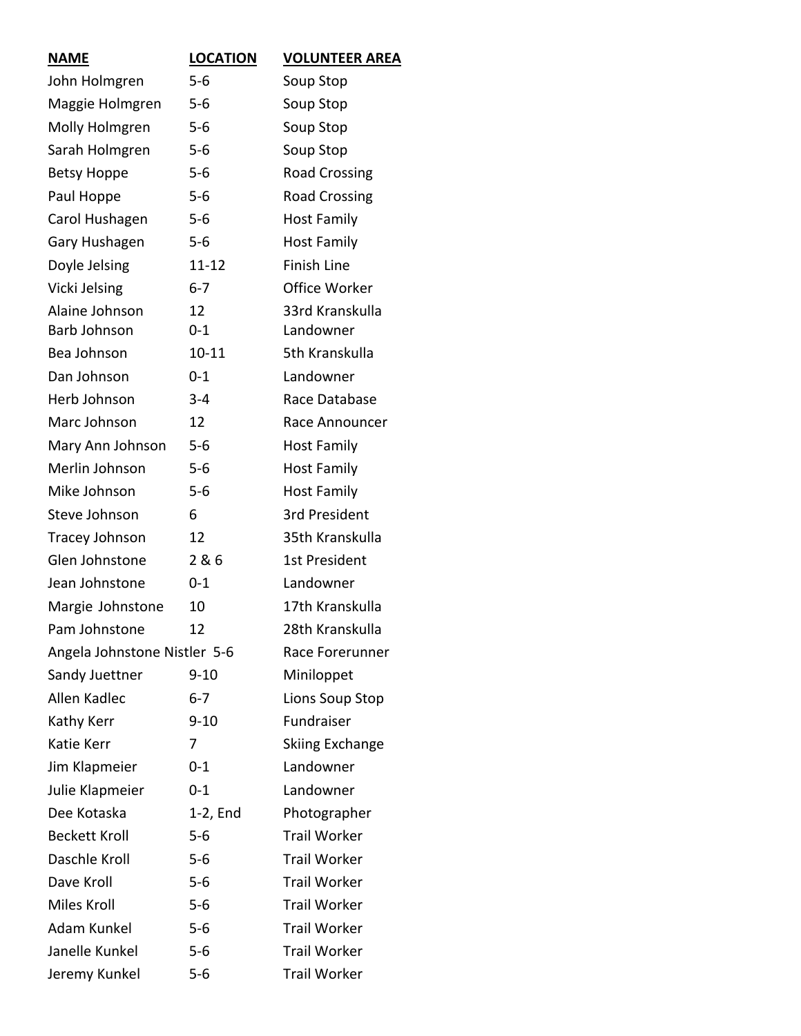| NAME | LOCATION | VOLUNTEER AREA |
| --- | --- | --- |
| John Holmgren | 5-6 | Soup Stop |
| Maggie Holmgren | 5-6 | Soup Stop |
| Molly Holmgren | 5-6 | Soup Stop |
| Sarah Holmgren | 5-6 | Soup Stop |
| Betsy Hoppe | 5-6 | Road Crossing |
| Paul Hoppe | 5-6 | Road Crossing |
| Carol Hushagen | 5-6 | Host Family |
| Gary Hushagen | 5-6 | Host Family |
| Doyle Jelsing | 11-12 | Finish Line |
| Vicki Jelsing | 6-7 | Office Worker |
| Alaine Johnson | 12 | 33rd Kranskulla |
| Barb Johnson | 0-1 | Landowner |
| Bea Johnson | 10-11 | 5th Kranskulla |
| Dan Johnson | 0-1 | Landowner |
| Herb Johnson | 3-4 | Race Database |
| Marc Johnson | 12 | Race Announcer |
| Mary Ann Johnson | 5-6 | Host Family |
| Merlin Johnson | 5-6 | Host Family |
| Mike Johnson | 5-6 | Host Family |
| Steve Johnson | 6 | 3rd President |
| Tracey Johnson | 12 | 35th Kranskulla |
| Glen Johnstone | 2 & 6 | 1st President |
| Jean Johnstone | 0-1 | Landowner |
| Margie Johnstone | 10 | 17th Kranskulla |
| Pam Johnstone | 12 | 28th Kranskulla |
| Angela Johnstone Nistler | 5-6 | Race Forerunner |
| Sandy Juettner | 9-10 | Miniloppet |
| Allen Kadlec | 6-7 | Lions Soup Stop |
| Kathy Kerr | 9-10 | Fundraiser |
| Katie Kerr | 7 | Skiing Exchange |
| Jim Klapmeier | 0-1 | Landowner |
| Julie Klapmeier | 0-1 | Landowner |
| Dee Kotaska | 1-2, End | Photographer |
| Beckett Kroll | 5-6 | Trail Worker |
| Daschle Kroll | 5-6 | Trail Worker |
| Dave Kroll | 5-6 | Trail Worker |
| Miles Kroll | 5-6 | Trail Worker |
| Adam Kunkel | 5-6 | Trail Worker |
| Janelle Kunkel | 5-6 | Trail Worker |
| Jeremy Kunkel | 5-6 | Trail Worker |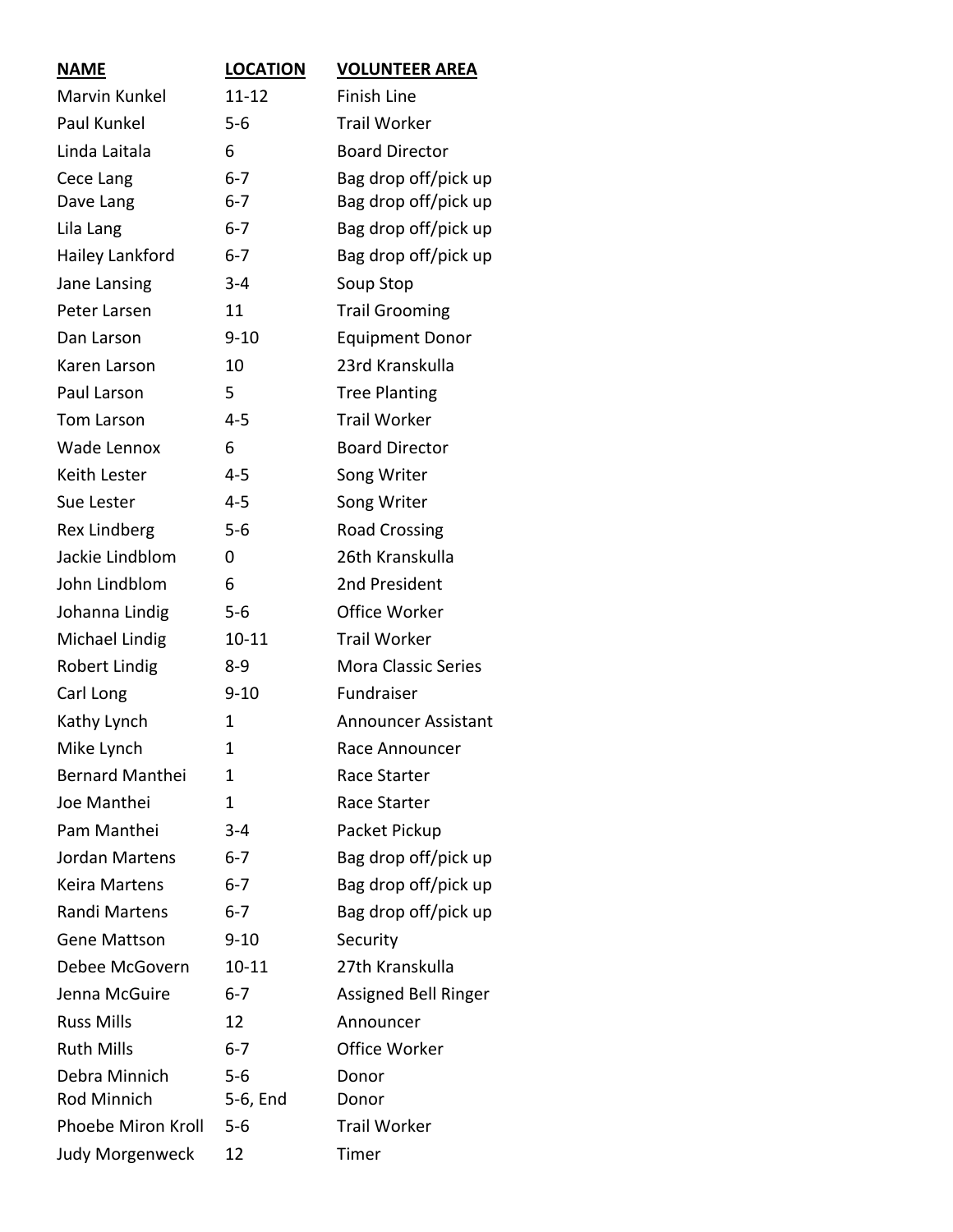| NAME | LOCATION | VOLUNTEER AREA |
|---|---|---|
| Marvin Kunkel | 11-12 | Finish Line |
| Paul Kunkel | 5-6 | Trail Worker |
| Linda Laitala | 6 | Board Director |
| Cece Lang | 6-7 | Bag drop off/pick up |
| Dave Lang | 6-7 | Bag drop off/pick up |
| Lila Lang | 6-7 | Bag drop off/pick up |
| Hailey Lankford | 6-7 | Bag drop off/pick up |
| Jane Lansing | 3-4 | Soup Stop |
| Peter Larsen | 11 | Trail Grooming |
| Dan Larson | 9-10 | Equipment Donor |
| Karen Larson | 10 | 23rd Kranskulla |
| Paul Larson | 5 | Tree Planting |
| Tom Larson | 4-5 | Trail Worker |
| Wade Lennox | 6 | Board Director |
| Keith Lester | 4-5 | Song Writer |
| Sue Lester | 4-5 | Song Writer |
| Rex Lindberg | 5-6 | Road Crossing |
| Jackie Lindblom | 0 | 26th Kranskulla |
| John Lindblom | 6 | 2nd President |
| Johanna Lindig | 5-6 | Office Worker |
| Michael Lindig | 10-11 | Trail Worker |
| Robert Lindig | 8-9 | Mora Classic Series |
| Carl Long | 9-10 | Fundraiser |
| Kathy Lynch | 1 | Announcer Assistant |
| Mike Lynch | 1 | Race Announcer |
| Bernard Manthei | 1 | Race Starter |
| Joe Manthei | 1 | Race Starter |
| Pam Manthei | 3-4 | Packet Pickup |
| Jordan Martens | 6-7 | Bag drop off/pick up |
| Keira Martens | 6-7 | Bag drop off/pick up |
| Randi Martens | 6-7 | Bag drop off/pick up |
| Gene Mattson | 9-10 | Security |
| Debee McGovern | 10-11 | 27th Kranskulla |
| Jenna McGuire | 6-7 | Assigned Bell Ringer |
| Russ Mills | 12 | Announcer |
| Ruth Mills | 6-7 | Office Worker |
| Debra Minnich | 5-6 | Donor |
| Rod Minnich | 5-6, End | Donor |
| Phoebe Miron Kroll | 5-6 | Trail Worker |
| Judy Morgenweck | 12 | Timer |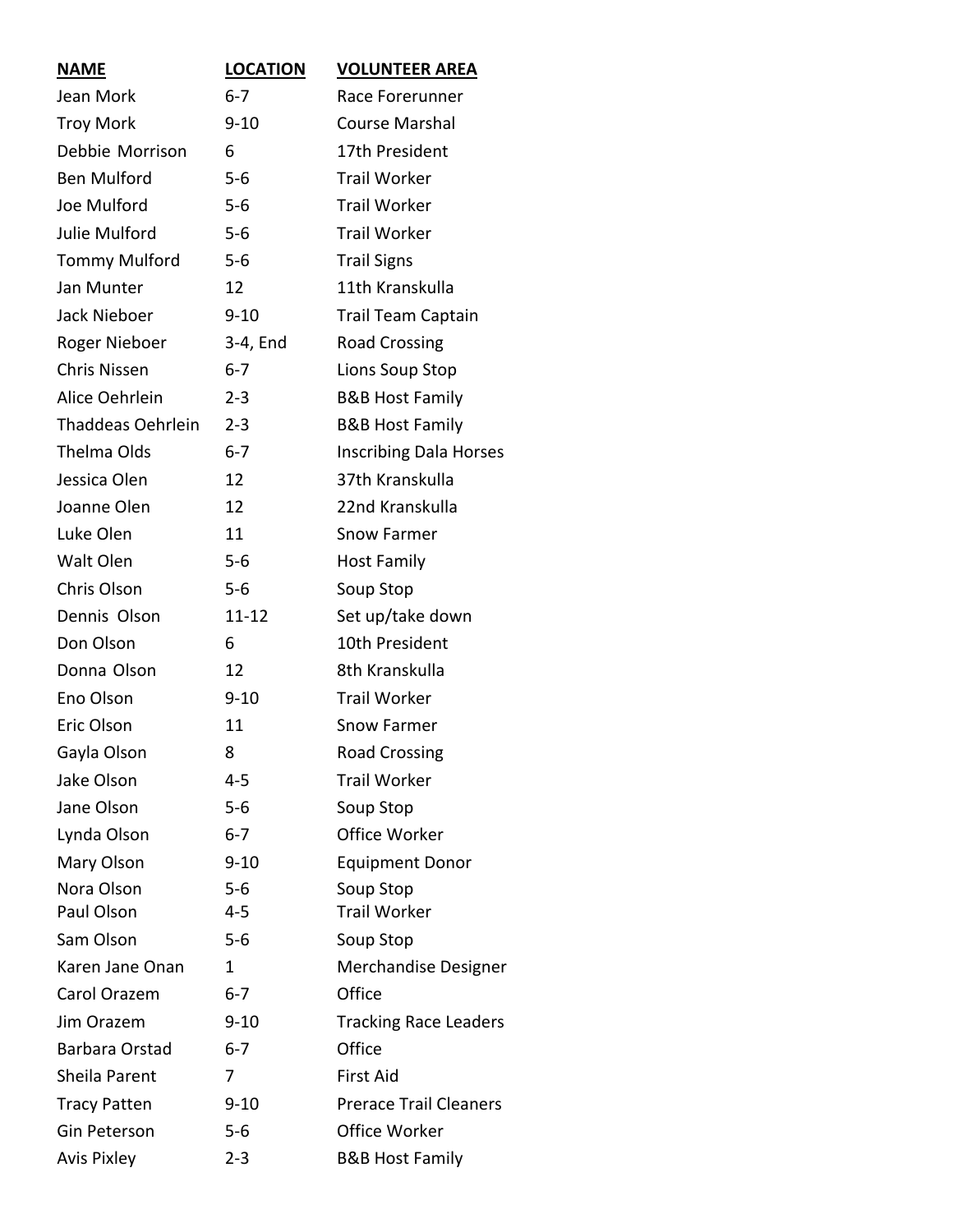| NAME | LOCATION | VOLUNTEER AREA |
| --- | --- | --- |
| Jean Mork | 6-7 | Race Forerunner |
| Troy Mork | 9-10 | Course Marshal |
| Debbie Morrison | 6 | 17th President |
| Ben Mulford | 5-6 | Trail Worker |
| Joe Mulford | 5-6 | Trail Worker |
| Julie Mulford | 5-6 | Trail Worker |
| Tommy Mulford | 5-6 | Trail Signs |
| Jan Munter | 12 | 11th Kranskulla |
| Jack Nieboer | 9-10 | Trail Team Captain |
| Roger Nieboer | 3-4, End | Road Crossing |
| Chris Nissen | 6-7 | Lions Soup Stop |
| Alice Oehrlein | 2-3 | B&B Host Family |
| Thaddeas Oehrlein | 2-3 | B&B Host Family |
| Thelma Olds | 6-7 | Inscribing Dala Horses |
| Jessica Olen | 12 | 37th Kranskulla |
| Joanne Olen | 12 | 22nd Kranskulla |
| Luke Olen | 11 | Snow Farmer |
| Walt Olen | 5-6 | Host Family |
| Chris Olson | 5-6 | Soup Stop |
| Dennis Olson | 11-12 | Set up/take down |
| Don Olson | 6 | 10th President |
| Donna Olson | 12 | 8th Kranskulla |
| Eno Olson | 9-10 | Trail Worker |
| Eric Olson | 11 | Snow Farmer |
| Gayla Olson | 8 | Road Crossing |
| Jake Olson | 4-5 | Trail Worker |
| Jane Olson | 5-6 | Soup Stop |
| Lynda Olson | 6-7 | Office Worker |
| Mary Olson | 9-10 | Equipment Donor |
| Nora Olson | 5-6 | Soup Stop |
| Paul Olson | 4-5 | Trail Worker |
| Sam Olson | 5-6 | Soup Stop |
| Karen Jane Onan | 1 | Merchandise Designer |
| Carol Orazem | 6-7 | Office |
| Jim Orazem | 9-10 | Tracking Race Leaders |
| Barbara Orstad | 6-7 | Office |
| Sheila Parent | 7 | First Aid |
| Tracy Patten | 9-10 | Prerace Trail Cleaners |
| Gin Peterson | 5-6 | Office Worker |
| Avis Pixley | 2-3 | B&B Host Family |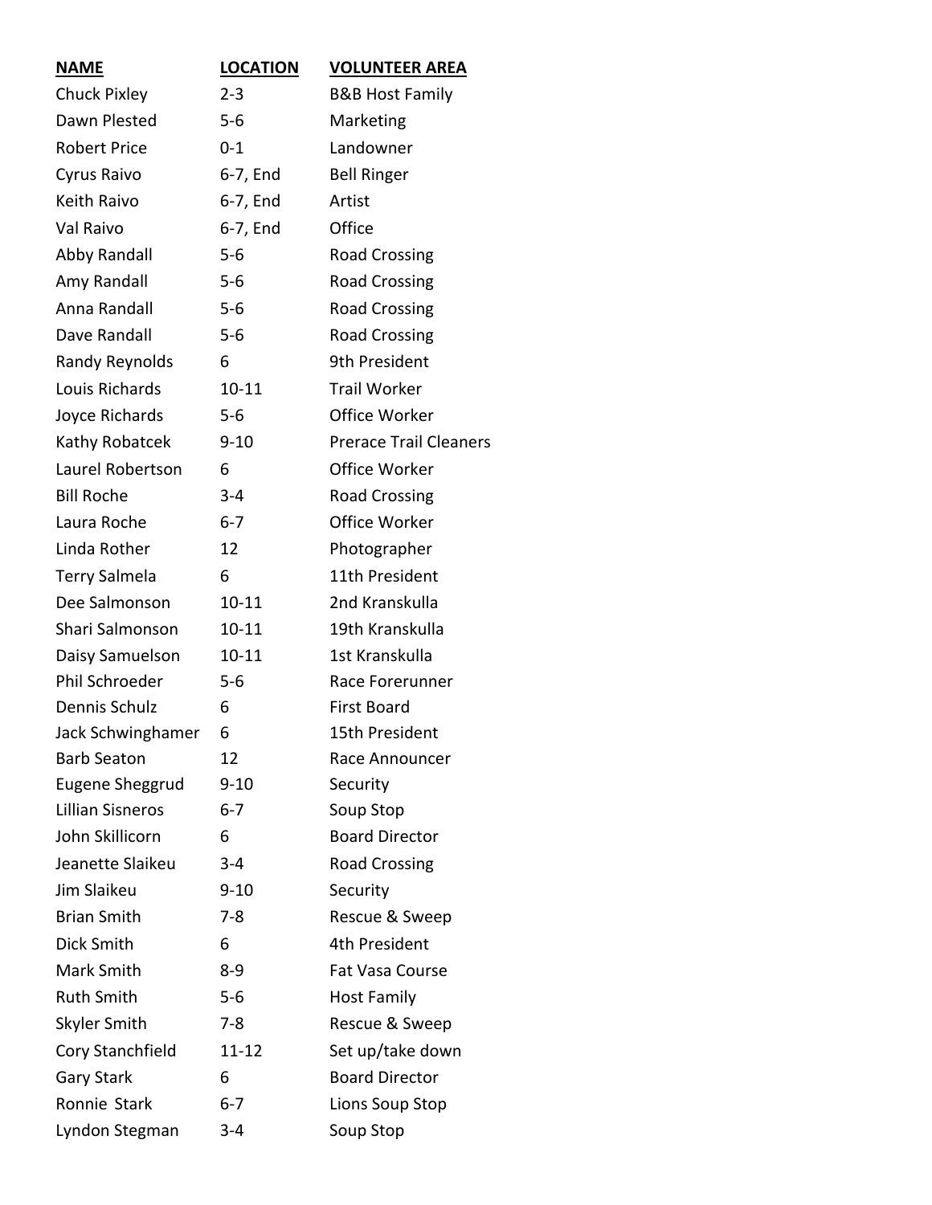| NAME | LOCATION | VOLUNTEER AREA |
|---|---|---|
| Chuck Pixley | 2-3 | B&B Host Family |
| Dawn Plested | 5-6 | Marketing |
| Robert Price | 0-1 | Landowner |
| Cyrus Raivo | 6-7, End | Bell Ringer |
| Keith Raivo | 6-7, End | Artist |
| Val Raivo | 6-7, End | Office |
| Abby Randall | 5-6 | Road Crossing |
| Amy Randall | 5-6 | Road Crossing |
| Anna Randall | 5-6 | Road Crossing |
| Dave Randall | 5-6 | Road Crossing |
| Randy Reynolds | 6 | 9th President |
| Louis Richards | 10-11 | Trail Worker |
| Joyce Richards | 5-6 | Office Worker |
| Kathy Robatcek | 9-10 | Prerace Trail Cleaners |
| Laurel Robertson | 6 | Office Worker |
| Bill Roche | 3-4 | Road Crossing |
| Laura Roche | 6-7 | Office Worker |
| Linda Rother | 12 | Photographer |
| Terry Salmela | 6 | 11th President |
| Dee Salmonson | 10-11 | 2nd Kranskulla |
| Shari Salmonson | 10-11 | 19th Kranskulla |
| Daisy Samuelson | 10-11 | 1st Kranskulla |
| Phil Schroeder | 5-6 | Race Forerunner |
| Dennis Schulz | 6 | First Board |
| Jack Schwinghamer | 6 | 15th President |
| Barb Seaton | 12 | Race Announcer |
| Eugene Sheggrud | 9-10 | Security |
| Lillian Sisneros | 6-7 | Soup Stop |
| John Skillicorn | 6 | Board Director |
| Jeanette Slaikeu | 3-4 | Road Crossing |
| Jim Slaikeu | 9-10 | Security |
| Brian Smith | 7-8 | Rescue & Sweep |
| Dick Smith | 6 | 4th President |
| Mark Smith | 8-9 | Fat Vasa Course |
| Ruth Smith | 5-6 | Host Family |
| Skyler Smith | 7-8 | Rescue & Sweep |
| Cory Stanchfield | 11-12 | Set up/take down |
| Gary Stark | 6 | Board Director |
| Ronnie Stark | 6-7 | Lions Soup Stop |
| Lyndon Stegman | 3-4 | Soup Stop |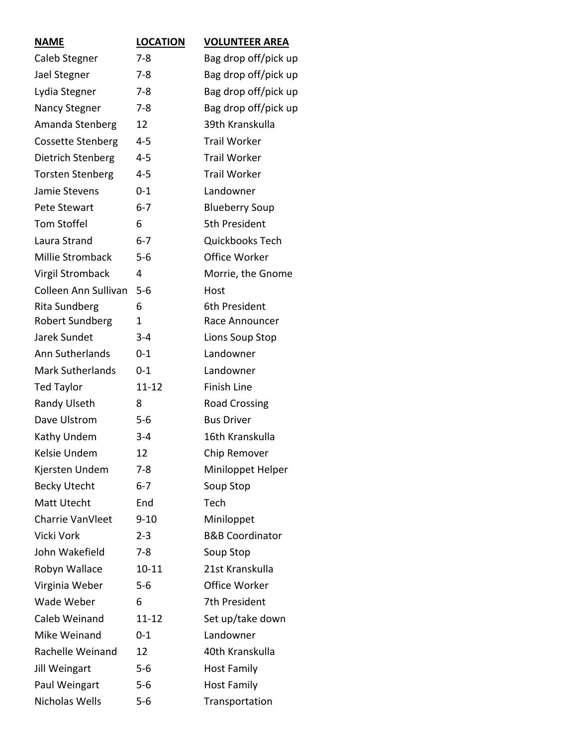| NAME | LOCATION | VOLUNTEER AREA |
|---|---|---|
| Caleb Stegner | 7-8 | Bag drop off/pick up |
| Jael Stegner | 7-8 | Bag drop off/pick up |
| Lydia Stegner | 7-8 | Bag drop off/pick up |
| Nancy Stegner | 7-8 | Bag drop off/pick up |
| Amanda Stenberg | 12 | 39th Kranskulla |
| Cossette Stenberg | 4-5 | Trail Worker |
| Dietrich Stenberg | 4-5 | Trail Worker |
| Torsten Stenberg | 4-5 | Trail Worker |
| Jamie Stevens | 0-1 | Landowner |
| Pete Stewart | 6-7 | Blueberry Soup |
| Tom Stoffel | 6 | 5th President |
| Laura Strand | 6-7 | Quickbooks Tech |
| Millie Stromback | 5-6 | Office Worker |
| Virgil Stromback | 4 | Morrie, the Gnome |
| Colleen Ann Sullivan | 5-6 | Host |
| Rita Sundberg | 6 | 6th President |
| Robert Sundberg | 1 | Race Announcer |
| Jarek Sundet | 3-4 | Lions Soup Stop |
| Ann Sutherlands | 0-1 | Landowner |
| Mark Sutherlands | 0-1 | Landowner |
| Ted Taylor | 11-12 | Finish Line |
| Randy Ulseth | 8 | Road Crossing |
| Dave Ulstrom | 5-6 | Bus Driver |
| Kathy Undem | 3-4 | 16th Kranskulla |
| Kelsie Undem | 12 | Chip Remover |
| Kjersten Undem | 7-8 | Miniloppet Helper |
| Becky Utecht | 6-7 | Soup Stop |
| Matt Utecht | End | Tech |
| Charrie VanVleet | 9-10 | Miniloppet |
| Vicki Vork | 2-3 | B&B Coordinator |
| John Wakefield | 7-8 | Soup Stop |
| Robyn Wallace | 10-11 | 21st Kranskulla |
| Virginia Weber | 5-6 | Office Worker |
| Wade Weber | 6 | 7th President |
| Caleb Weinand | 11-12 | Set up/take down |
| Mike Weinand | 0-1 | Landowner |
| Rachelle Weinand | 12 | 40th Kranskulla |
| Jill Weingart | 5-6 | Host Family |
| Paul Weingart | 5-6 | Host Family |
| Nicholas Wells | 5-6 | Transportation |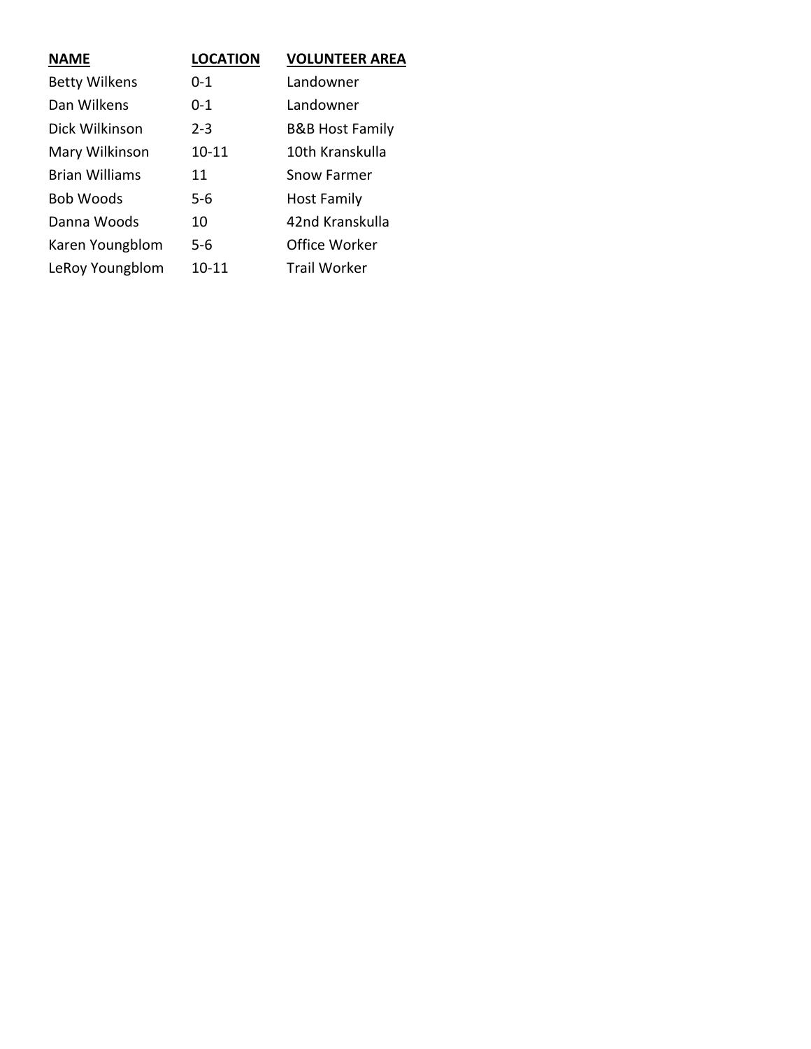| NAME | LOCATION | VOLUNTEER AREA |
| --- | --- | --- |
| Betty Wilkens | 0-1 | Landowner |
| Dan Wilkens | 0-1 | Landowner |
| Dick Wilkinson | 2-3 | B&B Host Family |
| Mary Wilkinson | 10-11 | 10th Kranskulla |
| Brian Williams | 11 | Snow Farmer |
| Bob Woods | 5-6 | Host Family |
| Danna Woods | 10 | 42nd Kranskulla |
| Karen Youngblom | 5-6 | Office Worker |
| LeRoy Youngblom | 10-11 | Trail Worker |